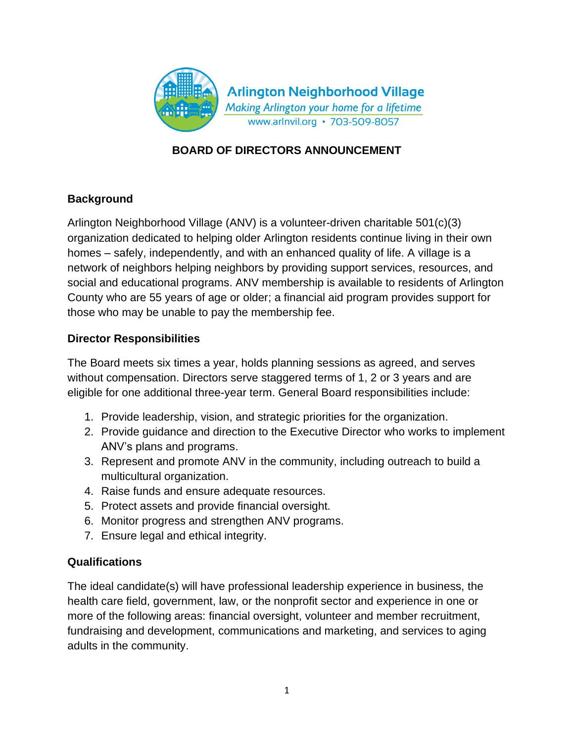Arlington Neighborhood Village

*Making Arlington your home for a lifetime*

www.arlnvil.org • 703-509-8057

# BOARD OF DIRECTORS ANNOUNCEMENT

## Background

Arlington Neighborhood Village (ANV) is a volunteer-driven charitable 501(c)(3) organization dedicated to helping older Arlington residents continue living in their own homes – safely, independently, and with an enhanced quality of life. A village is a network of neighbors helping neighbors by providing support services, resources, and social and educational programs. ANV membership is available to residents of Arlington County who are 55 years of age or older; a financial aid program provides support for those who may be unable to pay the membership fee.

## Director Responsibilities

The Board meets six times a year, holds planning sessions as agreed, and serves without compensation. Directors serve staggered terms of 1, 2 or 3 years and are eligible for one additional three-year term. General Board responsibilities include:

1. Provide leadership, vision, and strategic priorities for the organization.
2. Provide guidance and direction to the Executive Director who works to implement ANV's plans and programs.
3. Represent and promote ANV in the community, including outreach to build a multicultural organization.
4. Raise funds and ensure adequate resources.
5. Protect assets and provide financial oversight.
6. Monitor progress and strengthen ANV programs.
7. Ensure legal and ethical integrity.

## Qualifications

The ideal candidate(s) will have professional leadership experience in business, the health care field, government, law, or the nonprofit sector and experience in one or more of the following areas: financial oversight, volunteer and member recruitment, fundraising and development, communications and marketing, and services to aging adults in the community.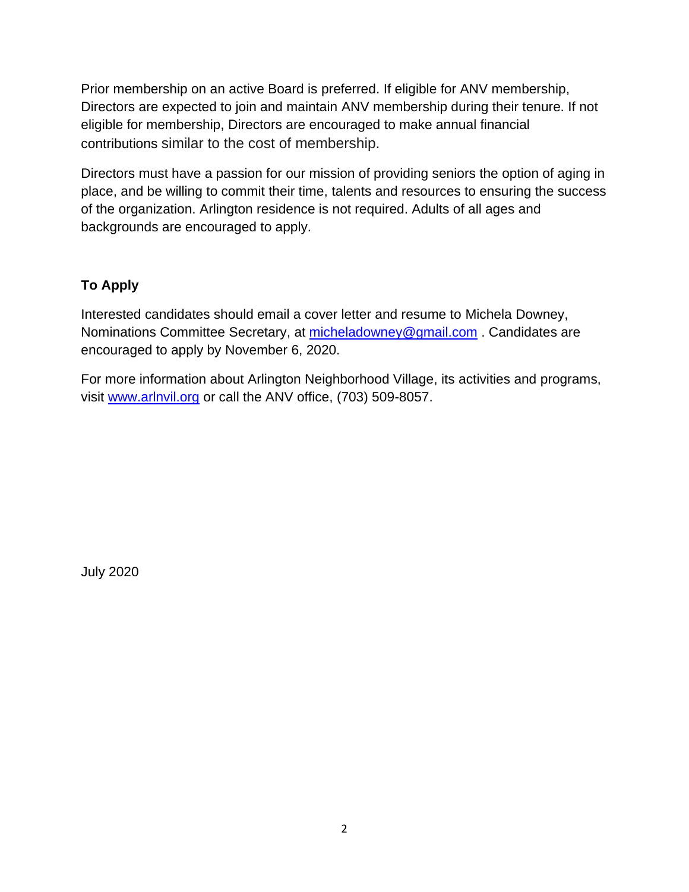Prior membership on an active Board is preferred. If eligible for ANV membership, Directors are expected to join and maintain ANV membership during their tenure. If not eligible for membership, Directors are encouraged to make annual financial contributions similar to the cost of membership.

Directors must have a passion for our mission of providing seniors the option of aging in place, and be willing to commit their time, talents and resources to ensuring the success of the organization. Arlington residence is not required. Adults of all ages and backgrounds are encouraged to apply.

**To Apply**

Interested candidates should email a cover letter and resume to Michela Downey, Nominations Committee Secretary, at micheladowney@gmail.com . Candidates are encouraged to apply by November 6, 2020.

For more information about Arlington Neighborhood Village, its activities and programs, visit www.arlnvil.org or call the ANV office, (703) 509-8057.

July 2020